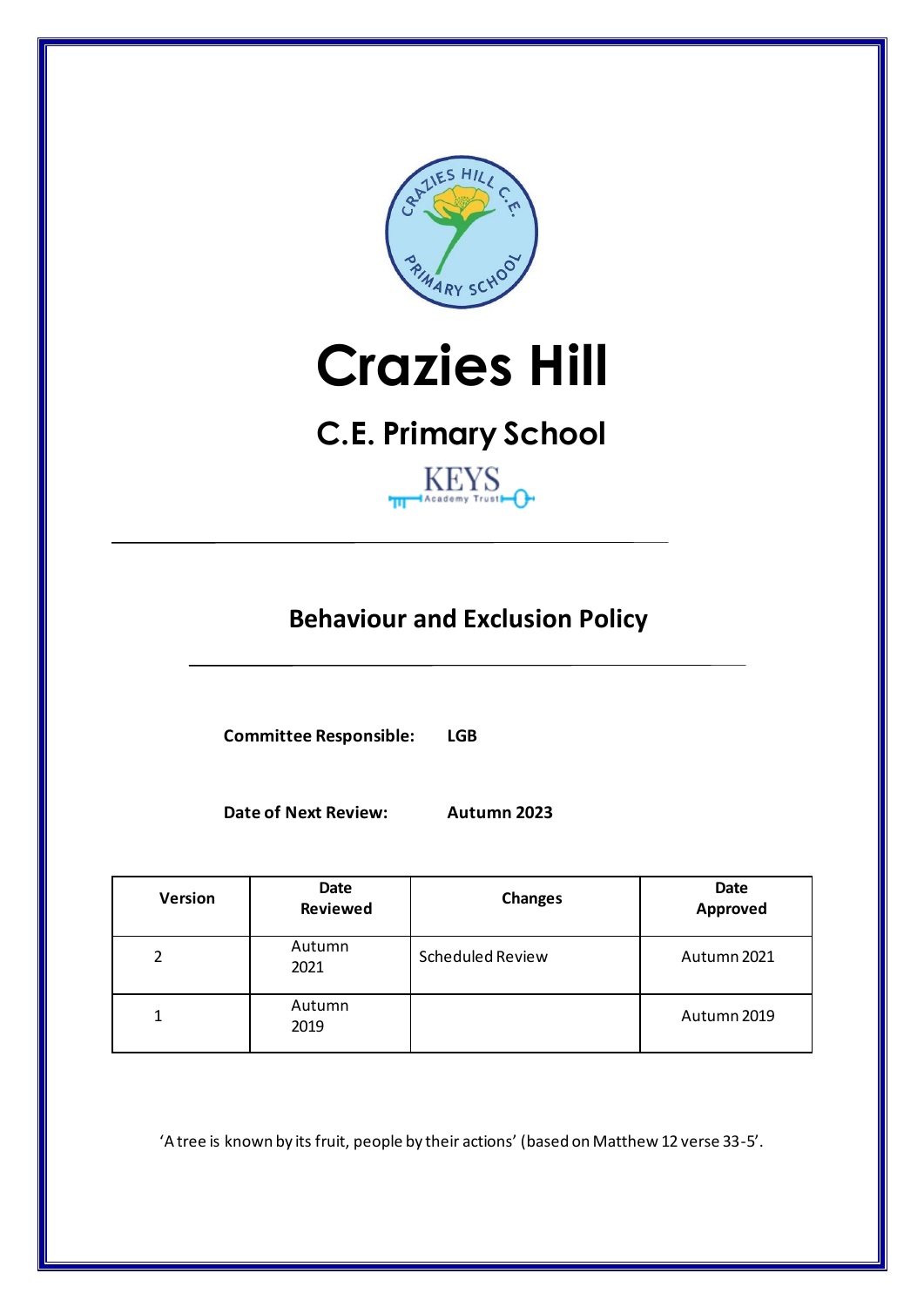# Crazies Hill

## C.E. Primary School

KEYS Academy Trust

---

## Behaviour and Exclusion Policy

---

**Committee Responsible:** **LGB**

**Date of Next Review:** **Autumn 2023**

| Version | Date Reviewed | Changes | Date Approved |
|---|---|---|---|
| 2 | Autumn 2021 | Scheduled Review | Autumn 2021 |
| 1 | Autumn 2019 | | Autumn 2019 |

'A tree is known by its fruit, people by their actions' (based on Matthew 12 verse 33-5'.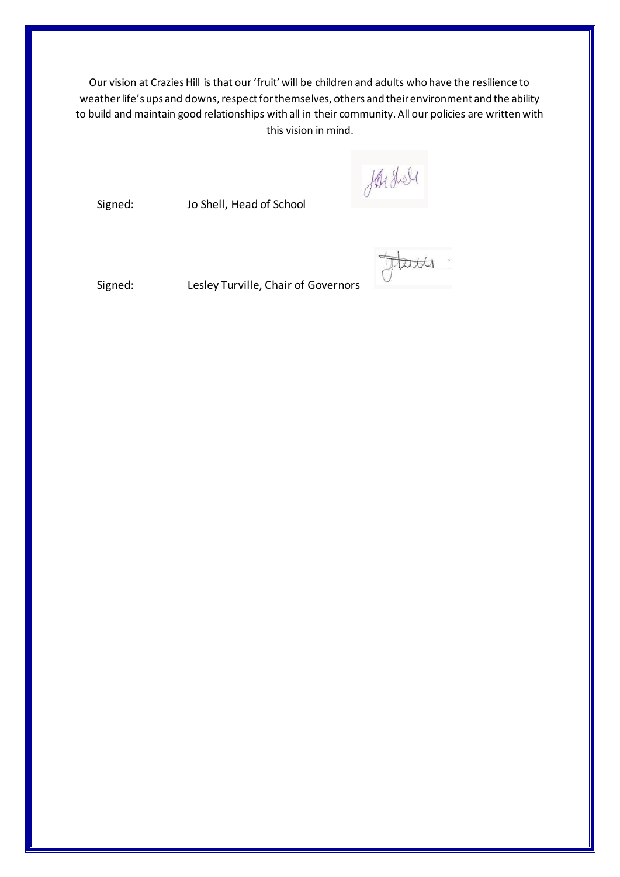Our vision at Crazies Hill is that our 'fruit' will be children and adults who have the resilience to weather life's ups and downs, respect for themselves, others and their environment and the ability to build and maintain good relationships with all in their community. All our policies are written with this vision in mind.

Signed: Jo Shell, Head of School

Signed: Lesley Turville, Chair of Governors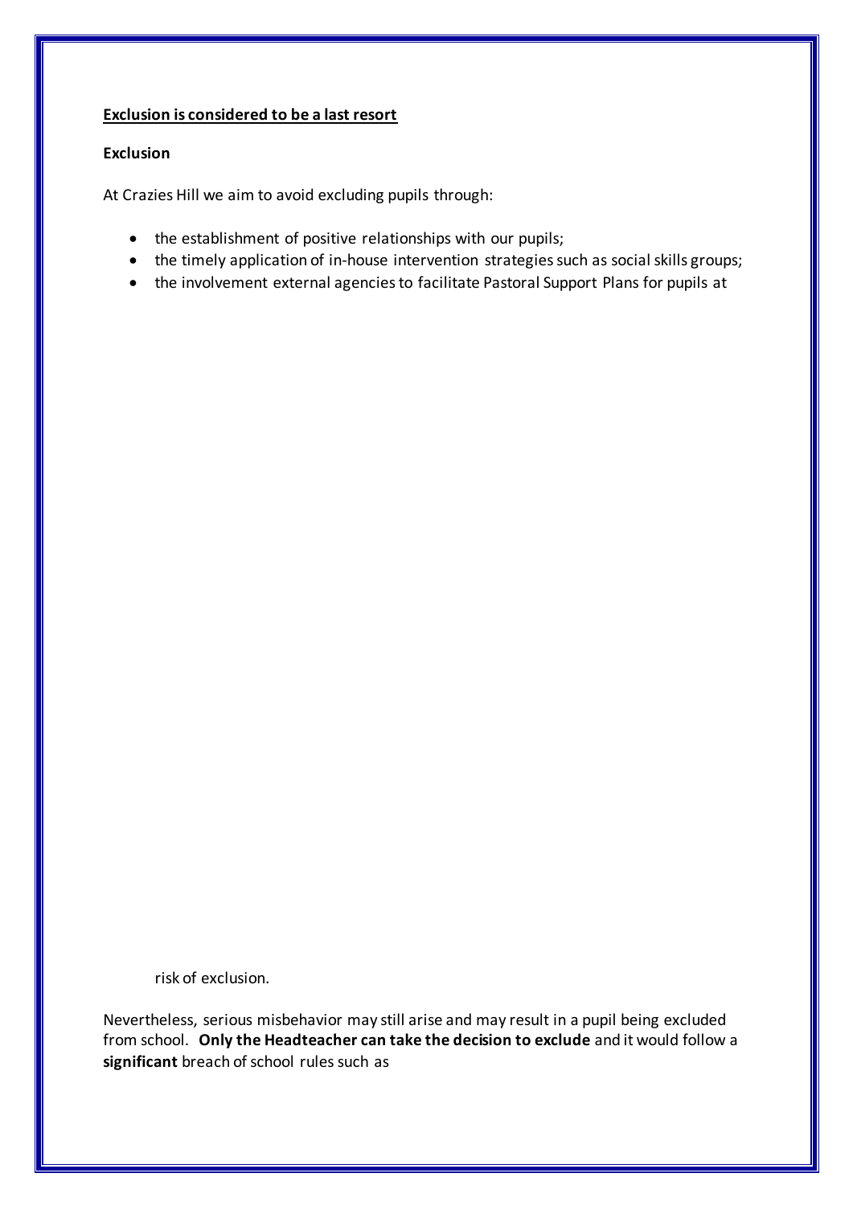**<u>Exclusion is considered to be a last resort</u>**

**Exclusion**

At Crazies Hill we aim to avoid excluding pupils through:

- the establishment of positive relationships with our pupils;
- the timely application of in-house intervention strategies such as social skills groups;
- the involvement external agencies to facilitate Pastoral Support Plans for pupils at risk of exclusion.

Nevertheless, serious misbehavior may still arise and may result in a pupil being excluded from school. **Only the Headteacher can take the decision to exclude** and it would follow a **significant** breach of school rules such as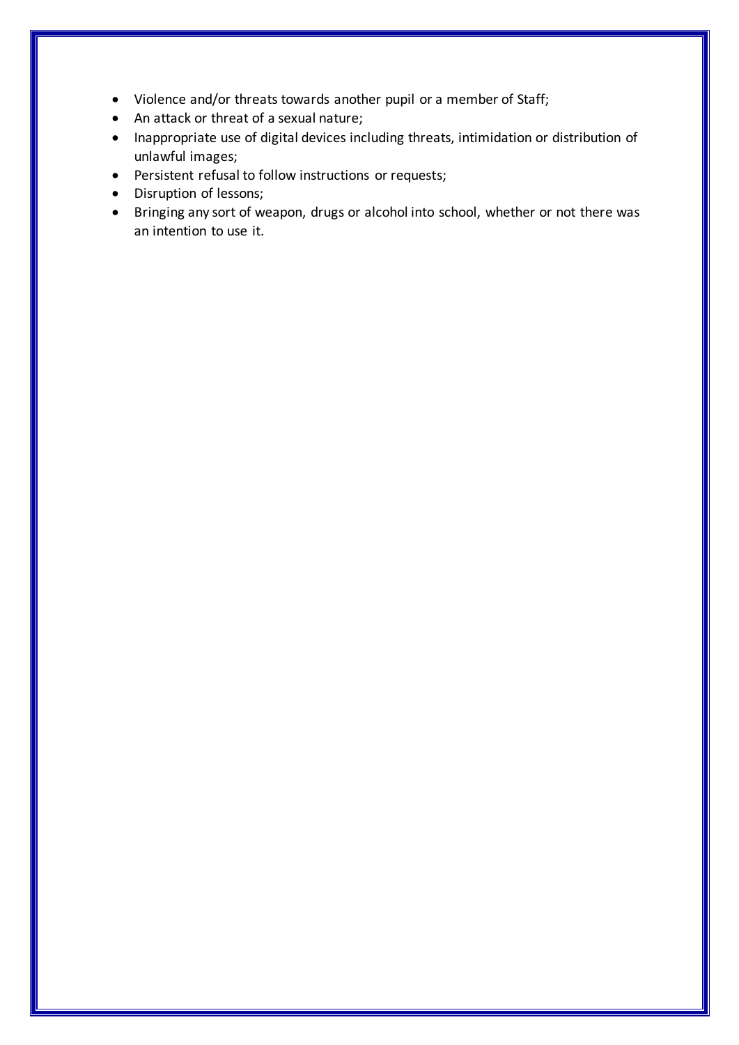- Violence and/or threats towards another pupil or a member of Staff;
- An attack or threat of a sexual nature;
- Inappropriate use of digital devices including threats, intimidation or distribution of unlawful images;
- Persistent refusal to follow instructions or requests;
- Disruption of lessons;
- Bringing any sort of weapon, drugs or alcohol into school, whether or not there was an intention to use it.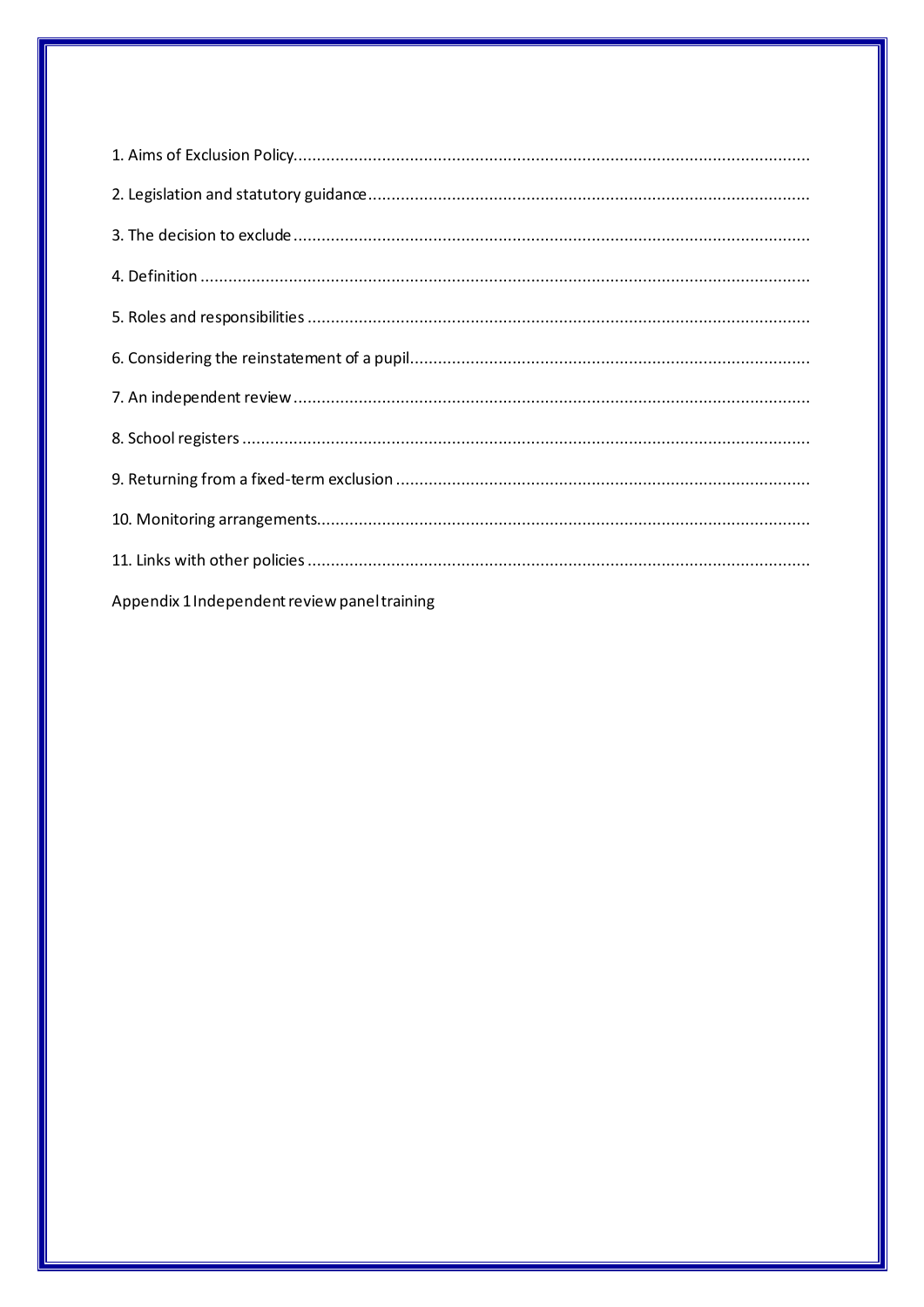1. Aims of Exclusion Policy

2. Legislation and statutory guidance

3. The decision to exclude

4. Definition

5. Roles and responsibilities

6. Considering the reinstatement of a pupil

7. An independent review

8. School registers

9. Returning from a fixed-term exclusion

10. Monitoring arrangements

11. Links with other policies

Appendix 1 Independent review panel training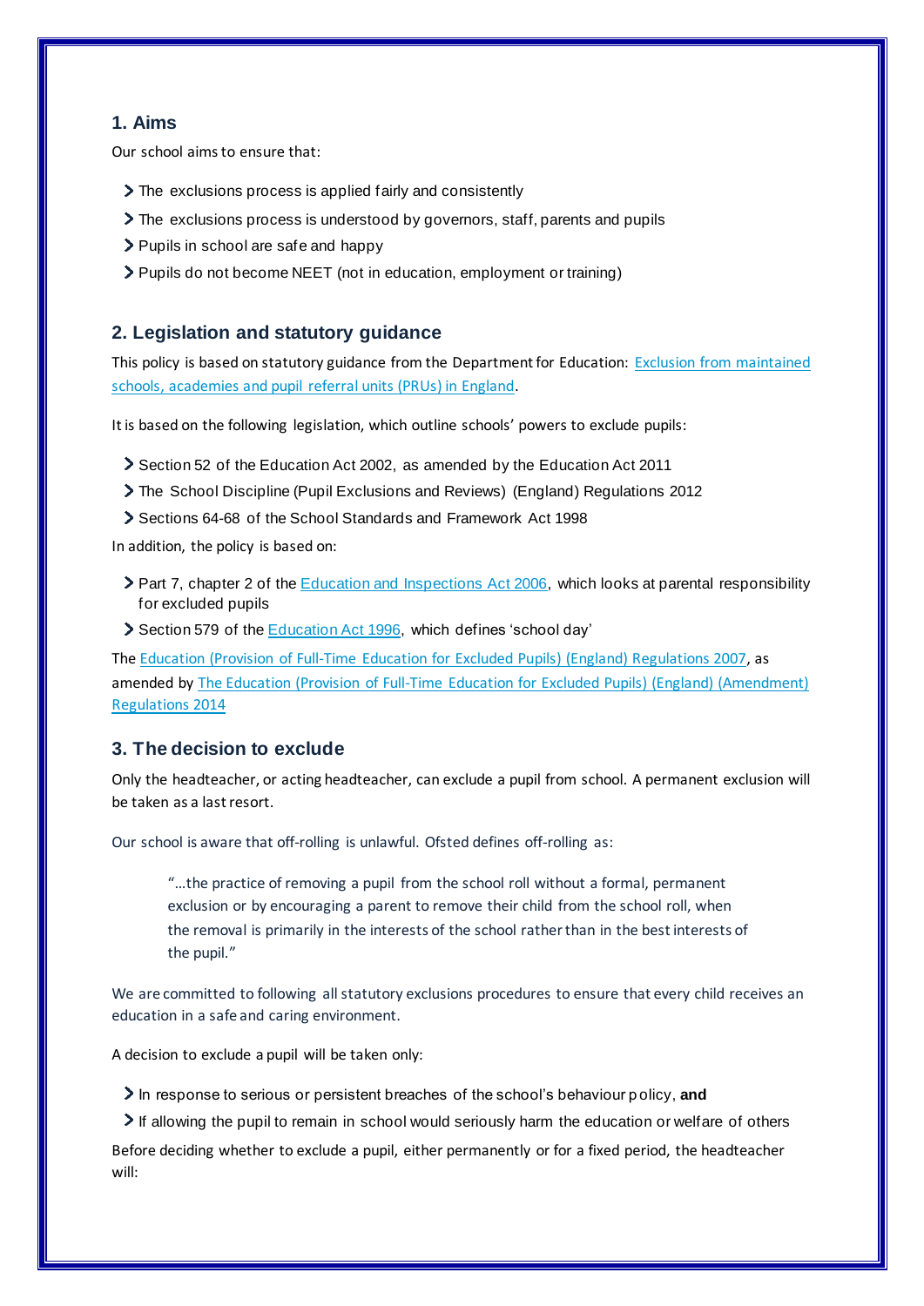## 1. Aims

Our school aims to ensure that:

- The exclusions process is applied fairly and consistently
- The exclusions process is understood by governors, staff, parents and pupils
- Pupils in school are safe and happy
- Pupils do not become NEET (not in education, employment or training)

## 2. Legislation and statutory guidance

This policy is based on statutory guidance from the Department for Education: Exclusion from maintained schools, academies and pupil referral units (PRUs) in England.

It is based on the following legislation, which outline schools' powers to exclude pupils:

- Section 52 of the Education Act 2002, as amended by the Education Act 2011
- The School Discipline (Pupil Exclusions and Reviews) (England) Regulations 2012
- Sections 64-68 of the School Standards and Framework Act 1998

In addition, the policy is based on:

- Part 7, chapter 2 of the Education and Inspections Act 2006, which looks at parental responsibility for excluded pupils
- Section 579 of the Education Act 1996, which defines 'school day'

The Education (Provision of Full-Time Education for Excluded Pupils) (England) Regulations 2007, as amended by The Education (Provision of Full-Time Education for Excluded Pupils) (England) (Amendment) Regulations 2014

## 3. The decision to exclude

Only the headteacher, or acting headteacher, can exclude a pupil from school. A permanent exclusion will be taken as a last resort.

Our school is aware that off-rolling is unlawful. Ofsted defines off-rolling as:

> "…the practice of removing a pupil from the school roll without a formal, permanent exclusion or by encouraging a parent to remove their child from the school roll, when the removal is primarily in the interests of the school rather than in the best interests of the pupil."

We are committed to following all statutory exclusions procedures to ensure that every child receives an education in a safe and caring environment.

A decision to exclude a pupil will be taken only:

- In response to serious or persistent breaches of the school's behaviour policy, **and**
- If allowing the pupil to remain in school would seriously harm the education or welfare of others

Before deciding whether to exclude a pupil, either permanently or for a fixed period, the headteacher will: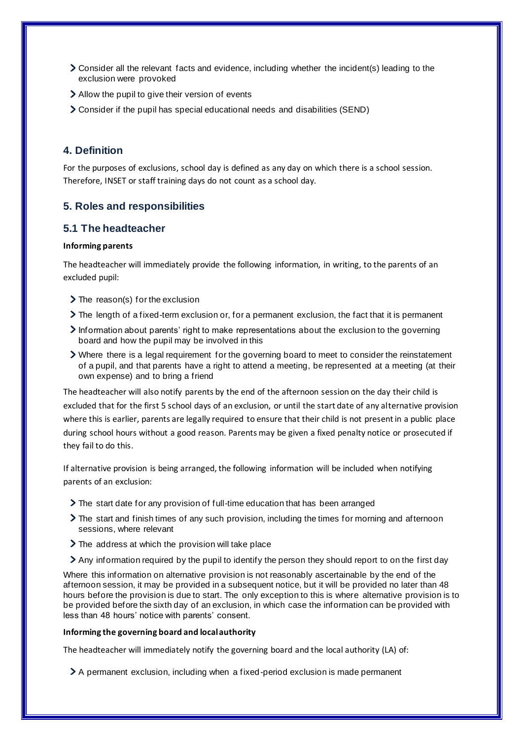- Consider all the relevant facts and evidence, including whether the incident(s) leading to the exclusion were provoked
- Allow the pupil to give their version of events
- Consider if the pupil has special educational needs and disabilities (SEND)

## 4. Definition

For the purposes of exclusions, school day is defined as any day on which there is a school session. Therefore, INSET or staff training days do not count as a school day.

## 5. Roles and responsibilities

### 5.1 The headteacher

**Informing parents**

The headteacher will immediately provide the following information, in writing, to the parents of an excluded pupil:

- The reason(s) for the exclusion
- The length of a fixed-term exclusion or, for a permanent exclusion, the fact that it is permanent
- Information about parents' right to make representations about the exclusion to the governing board and how the pupil may be involved in this
- Where there is a legal requirement for the governing board to meet to consider the reinstatement of a pupil, and that parents have a right to attend a meeting, be represented at a meeting (at their own expense) and to bring a friend

The headteacher will also notify parents by the end of the afternoon session on the day their child is excluded that for the first 5 school days of an exclusion, or until the start date of any alternative provision where this is earlier, parents are legally required to ensure that their child is not present in a public place during school hours without a good reason. Parents may be given a fixed penalty notice or prosecuted if they fail to do this.

If alternative provision is being arranged, the following information will be included when notifying parents of an exclusion:

- The start date for any provision of full-time education that has been arranged
- The start and finish times of any such provision, including the times for morning and afternoon sessions, where relevant
- The address at which the provision will take place
- Any information required by the pupil to identify the person they should report to on the first day

Where this information on alternative provision is not reasonably ascertainable by the end of the afternoon session, it may be provided in a subsequent notice, but it will be provided no later than 48 hours before the provision is due to start. The only exception to this is where alternative provision is to be provided before the sixth day of an exclusion, in which case the information can be provided with less than 48 hours' notice with parents' consent.

**Informing the governing board and local authority**

The headteacher will immediately notify the governing board and the local authority (LA) of:

- A permanent exclusion, including when a fixed-period exclusion is made permanent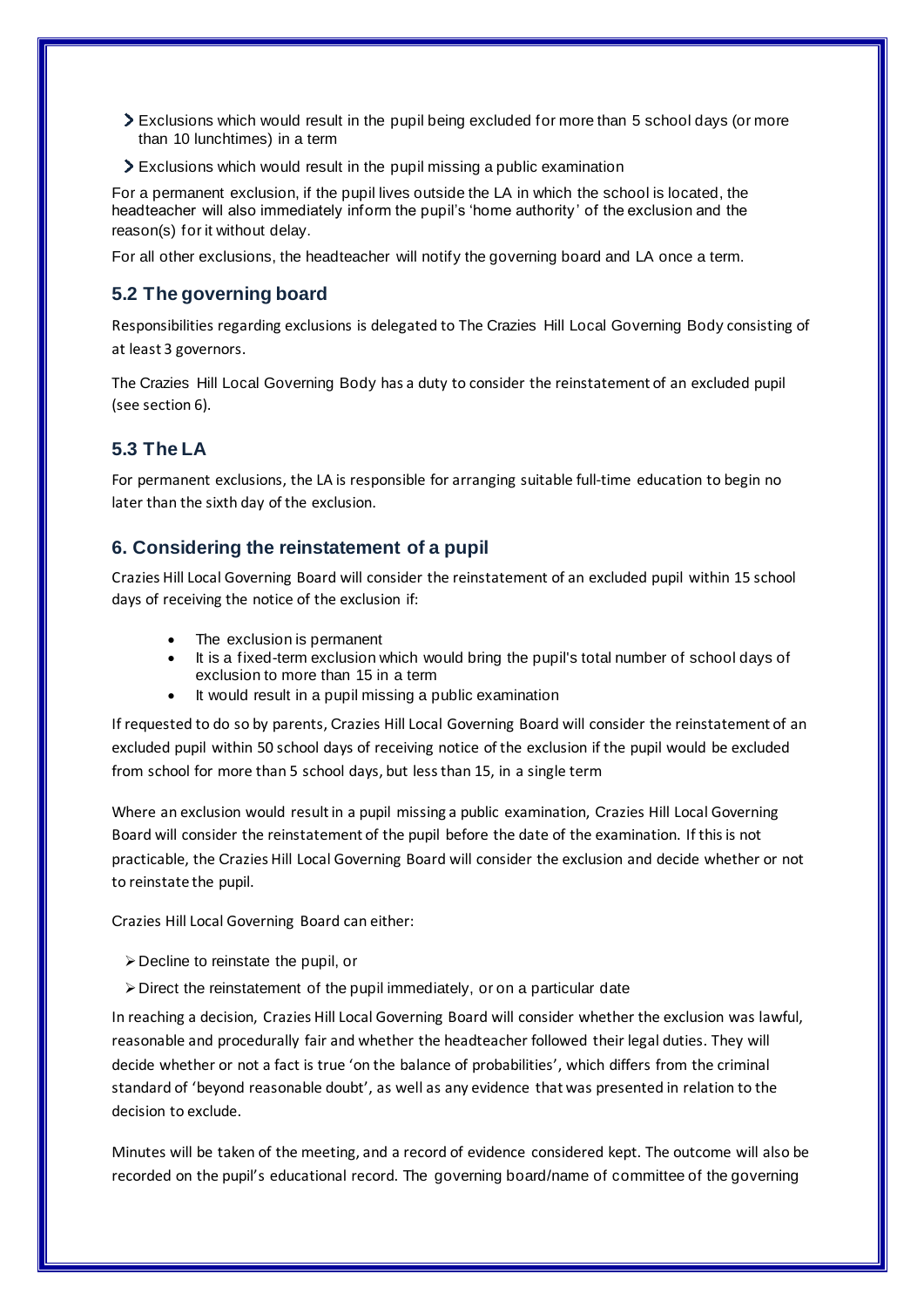- Exclusions which would result in the pupil being excluded for more than 5 school days (or more than 10 lunchtimes) in a term
- Exclusions which would result in the pupil missing a public examination

For a permanent exclusion, if the pupil lives outside the LA in which the school is located, the headteacher will also immediately inform the pupil's 'home authority' of the exclusion and the reason(s) for it without delay.

For all other exclusions, the headteacher will notify the governing board and LA once a term.

### 5.2 The governing board

Responsibilities regarding exclusions is delegated to The Crazies Hill Local Governing Body consisting of at least 3 governors.

The Crazies Hill Local Governing Body has a duty to consider the reinstatement of an excluded pupil (see section 6).

### 5.3 The LA

For permanent exclusions, the LA is responsible for arranging suitable full-time education to begin no later than the sixth day of the exclusion.

## 6. Considering the reinstatement of a pupil

Crazies Hill Local Governing Board will consider the reinstatement of an excluded pupil within 15 school days of receiving the notice of the exclusion if:

- The exclusion is permanent
- It is a fixed-term exclusion which would bring the pupil's total number of school days of exclusion to more than 15 in a term
- It would result in a pupil missing a public examination

If requested to do so by parents, Crazies Hill Local Governing Board will consider the reinstatement of an excluded pupil within 50 school days of receiving notice of the exclusion if the pupil would be excluded from school for more than 5 school days, but less than 15, in a single term

Where an exclusion would result in a pupil missing a public examination, Crazies Hill Local Governing Board will consider the reinstatement of the pupil before the date of the examination. If this is not practicable, the Crazies Hill Local Governing Board will consider the exclusion and decide whether or not to reinstate the pupil.

Crazies Hill Local Governing Board can either:

- Decline to reinstate the pupil, or
- Direct the reinstatement of the pupil immediately, or on a particular date

In reaching a decision, Crazies Hill Local Governing Board will consider whether the exclusion was lawful, reasonable and procedurally fair and whether the headteacher followed their legal duties. They will decide whether or not a fact is true 'on the balance of probabilities', which differs from the criminal standard of 'beyond reasonable doubt', as well as any evidence that was presented in relation to the decision to exclude.

Minutes will be taken of the meeting, and a record of evidence considered kept. The outcome will also be recorded on the pupil's educational record. The governing board/name of committee of the governing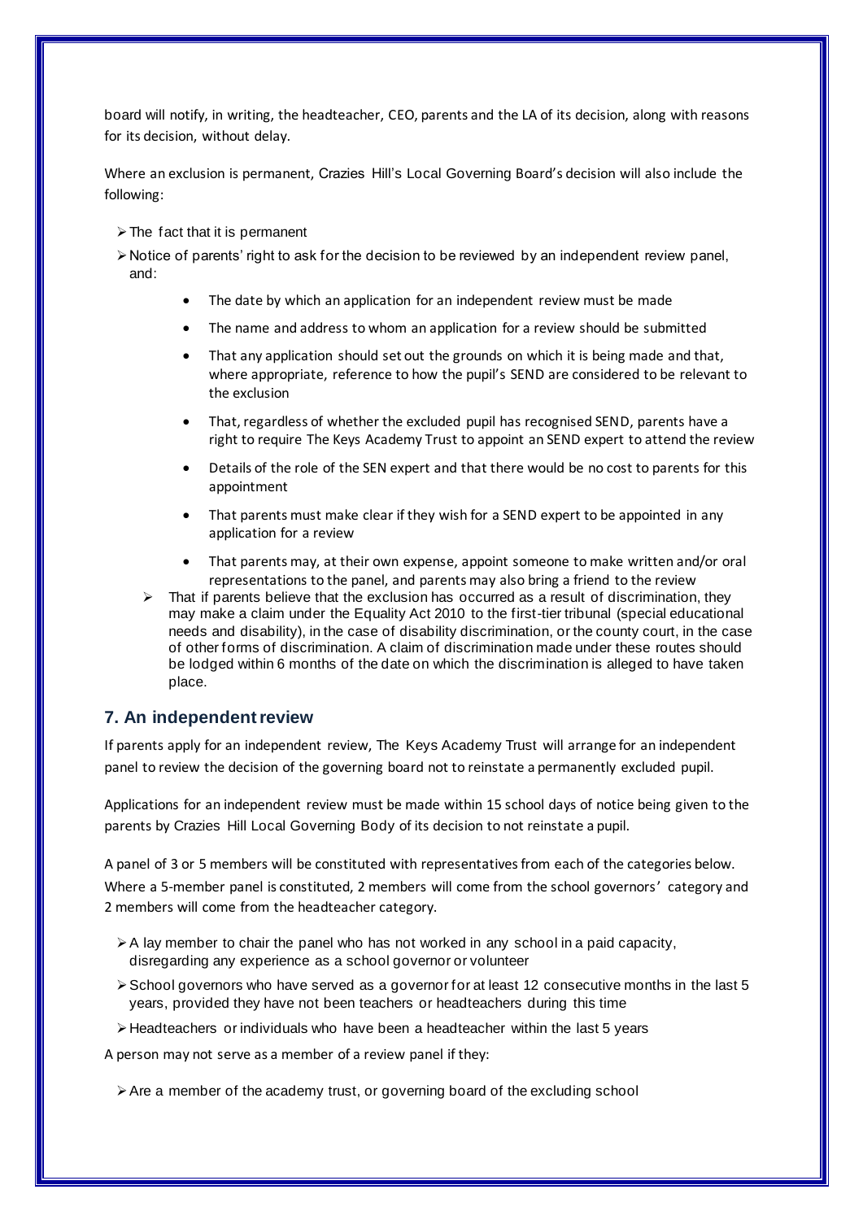board will notify, in writing, the headteacher, CEO, parents and the LA of its decision, along with reasons for its decision, without delay.

Where an exclusion is permanent, Crazies Hill's Local Governing Board's decision will also include the following:

- The fact that it is permanent
- Notice of parents' right to ask for the decision to be reviewed by an independent review panel, and:
  - The date by which an application for an independent review must be made
  - The name and address to whom an application for a review should be submitted
  - That any application should set out the grounds on which it is being made and that, where appropriate, reference to how the pupil's SEND are considered to be relevant to the exclusion
  - That, regardless of whether the excluded pupil has recognised SEND, parents have a right to require The Keys Academy Trust to appoint an SEND expert to attend the review
  - Details of the role of the SEN expert and that there would be no cost to parents for this appointment
  - That parents must make clear if they wish for a SEND expert to be appointed in any application for a review
  - That parents may, at their own expense, appoint someone to make written and/or oral representations to the panel, and parents may also bring a friend to the review
- That if parents believe that the exclusion has occurred as a result of discrimination, they may make a claim under the Equality Act 2010 to the first-tier tribunal (special educational needs and disability), in the case of disability discrimination, or the county court, in the case of other forms of discrimination. A claim of discrimination made under these routes should be lodged within 6 months of the date on which the discrimination is alleged to have taken place.

## 7. An independent review

If parents apply for an independent review, The Keys Academy Trust will arrange for an independent panel to review the decision of the governing board not to reinstate a permanently excluded pupil.

Applications for an independent review must be made within 15 school days of notice being given to the parents by Crazies Hill Local Governing Body of its decision to not reinstate a pupil.

A panel of 3 or 5 members will be constituted with representatives from each of the categories below. Where a 5-member panel is constituted, 2 members will come from the school governors' category and 2 members will come from the headteacher category.

- A lay member to chair the panel who has not worked in any school in a paid capacity, disregarding any experience as a school governor or volunteer
- School governors who have served as a governor for at least 12 consecutive months in the last 5 years, provided they have not been teachers or headteachers during this time
- Headteachers or individuals who have been a headteacher within the last 5 years

A person may not serve as a member of a review panel if they:

- Are a member of the academy trust, or governing board of the excluding school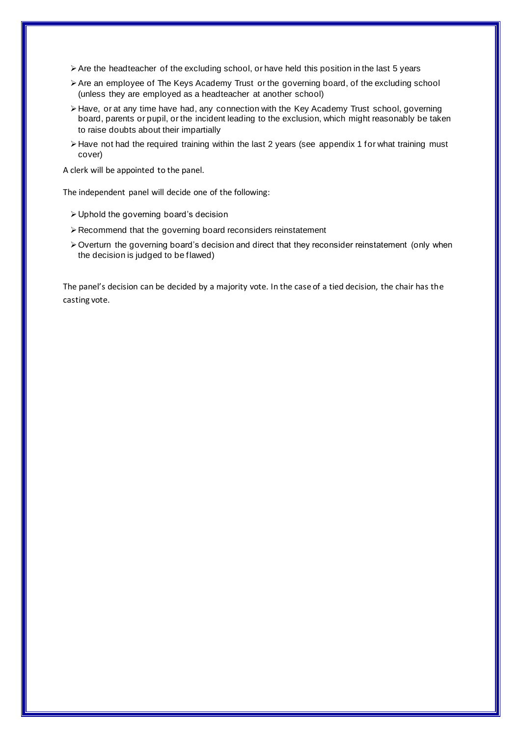- Are the headteacher of the excluding school, or have held this position in the last 5 years
- Are an employee of The Keys Academy Trust or the governing board, of the excluding school (unless they are employed as a headteacher at another school)
- Have, or at any time have had, any connection with the Key Academy Trust school, governing board, parents or pupil, or the incident leading to the exclusion, which might reasonably be taken to raise doubts about their impartially
- Have not had the required training within the last 2 years (see appendix 1 for what training must cover)

A clerk will be appointed to the panel.

The independent panel will decide one of the following:

- Uphold the governing board's decision
- Recommend that the governing board reconsiders reinstatement
- Overturn the governing board's decision and direct that they reconsider reinstatement (only when the decision is judged to be flawed)

The panel's decision can be decided by a majority vote. In the case of a tied decision, the chair has the casting vote.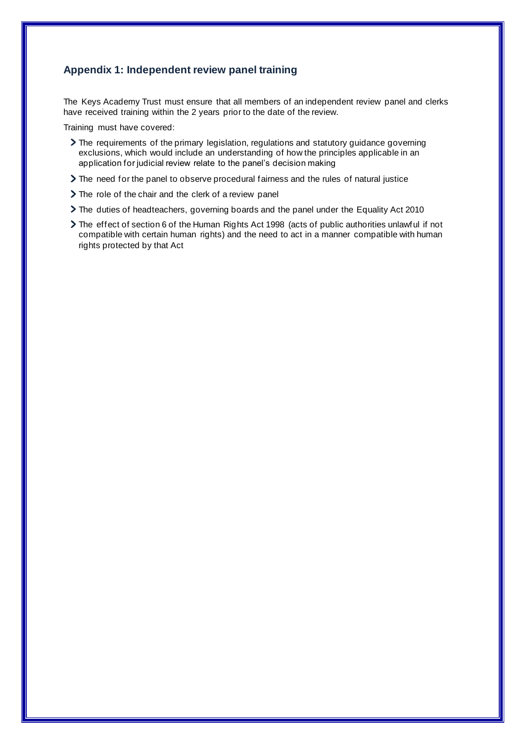## Appendix 1: Independent review panel training

The Keys Academy Trust must ensure that all members of an independent review panel and clerks have received training within the 2 years prior to the date of the review.

Training must have covered:

- The requirements of the primary legislation, regulations and statutory guidance governing exclusions, which would include an understanding of how the principles applicable in an application for judicial review relate to the panel's decision making
- The need for the panel to observe procedural fairness and the rules of natural justice
- The role of the chair and the clerk of a review panel
- The duties of headteachers, governing boards and the panel under the Equality Act 2010
- The effect of section 6 of the Human Rights Act 1998 (acts of public authorities unlawful if not compatible with certain human rights) and the need to act in a manner compatible with human rights protected by that Act